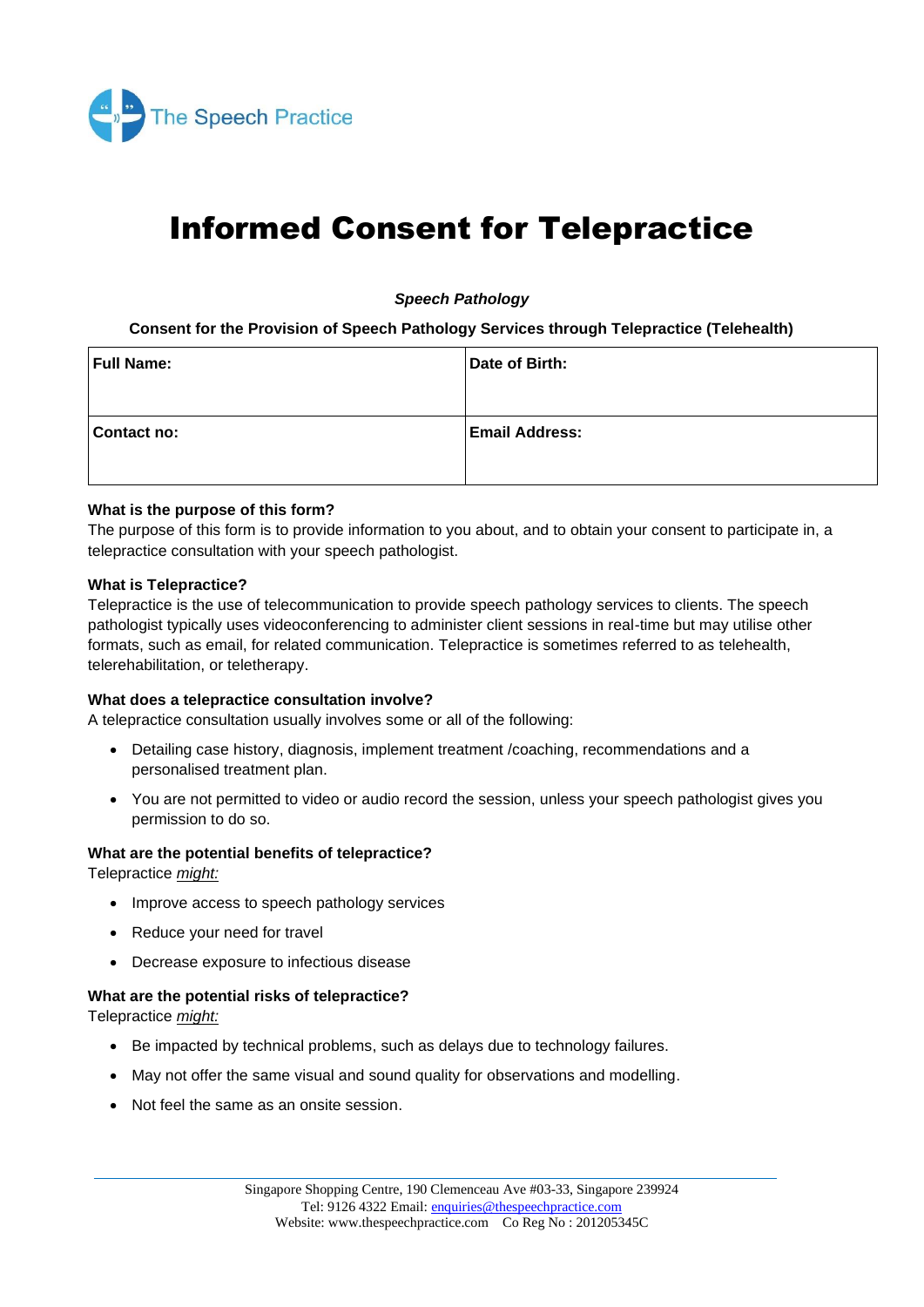The Speech Practice

# Informed Consent for Telepractice

***Speech Pathology***

**Consent for the Provision of Speech Pathology Services through Telepractice (Telehealth)**

| **Full Name:** | **Date of Birth:** |
|---|---|
| **Contact no:** | **Email Address:** |

**What is the purpose of this form?**
The purpose of this form is to provide information to you about, and to obtain your consent to participate in, a telepractice consultation with your speech pathologist.

**What is Telepractice?**
Telepractice is the use of telecommunication to provide speech pathology services to clients. The speech pathologist typically uses videoconferencing to administer client sessions in real-time but may utilise other formats, such as email, for related communication. Telepractice is sometimes referred to as telehealth, telerehabilitation, or teletherapy.

**What does a telepractice consultation involve?**
A telepractice consultation usually involves some or all of the following:

- Detailing case history, diagnosis, implement treatment /coaching, recommendations and a personalised treatment plan.
- You are not permitted to video or audio record the session, unless your speech pathologist gives you permission to do so.

**What are the potential benefits of telepractice?**
Telepractice *might:*

- Improve access to speech pathology services
- Reduce your need for travel
- Decrease exposure to infectious disease

**What are the potential risks of telepractice?**
Telepractice *might:*

- Be impacted by technical problems, such as delays due to technology failures.
- May not offer the same visual and sound quality for observations and modelling.
- Not feel the same as an onsite session.

Singapore Shopping Centre, 190 Clemenceau Ave #03-33, Singapore 239924
Tel: 9126 4322 Email: enquiries@thespeechpractice.com
Website: www.thespeechpractice.com Co Reg No : 201205345C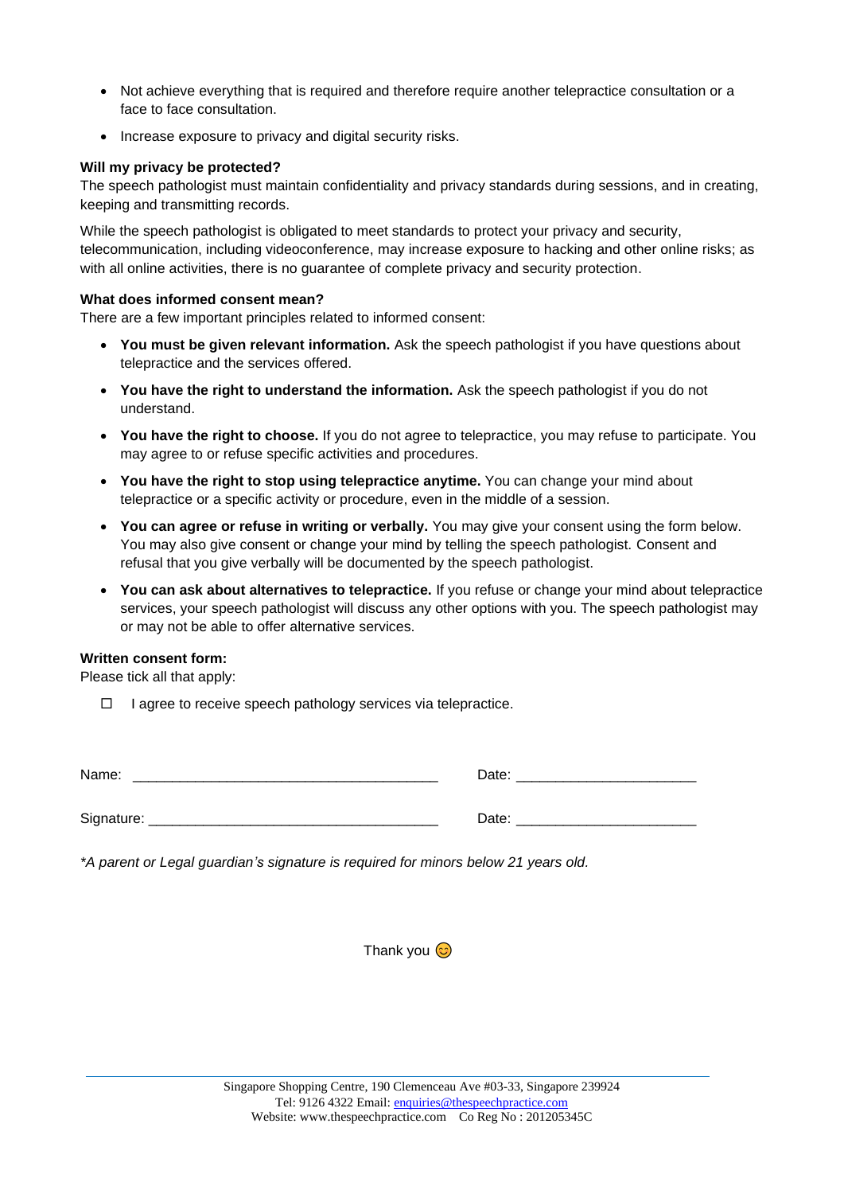- Not achieve everything that is required and therefore require another telepractice consultation or a face to face consultation.
- Increase exposure to privacy and digital security risks.

**Will my privacy be protected?**

The speech pathologist must maintain confidentiality and privacy standards during sessions, and in creating, keeping and transmitting records.

While the speech pathologist is obligated to meet standards to protect your privacy and security, telecommunication, including videoconference, may increase exposure to hacking and other online risks; as with all online activities, there is no guarantee of complete privacy and security protection.

**What does informed consent mean?**

There are a few important principles related to informed consent:

- **You must be given relevant information.** Ask the speech pathologist if you have questions about telepractice and the services offered.
- **You have the right to understand the information.** Ask the speech pathologist if you do not understand.
- **You have the right to choose.** If you do not agree to telepractice, you may refuse to participate. You may agree to or refuse specific activities and procedures.
- **You have the right to stop using telepractice anytime.** You can change your mind about telepractice or a specific activity or procedure, even in the middle of a session.
- **You can agree or refuse in writing or verbally.** You may give your consent using the form below. You may also give consent or change your mind by telling the speech pathologist. Consent and refusal that you give verbally will be documented by the speech pathologist.
- **You can ask about alternatives to telepractice.** If you refuse or change your mind about telepractice services, your speech pathologist will discuss any other options with you. The speech pathologist may or may not be able to offer alternative services.

**Written consent form:**

Please tick all that apply:

☐ I agree to receive speech pathology services via telepractice.

Name: _______________________________________ Date: ______________________

Signature: ____________________________________ Date: ______________________

*\*A parent or Legal guardian's signature is required for minors below 21 years old.*

Thank you 😊

Singapore Shopping Centre, 190 Clemenceau Ave #03-33, Singapore 239924
Tel: 9126 4322 Email: enquiries@thespeechpractice.com
Website: www.thespeechpractice.com Co Reg No : 201205345C